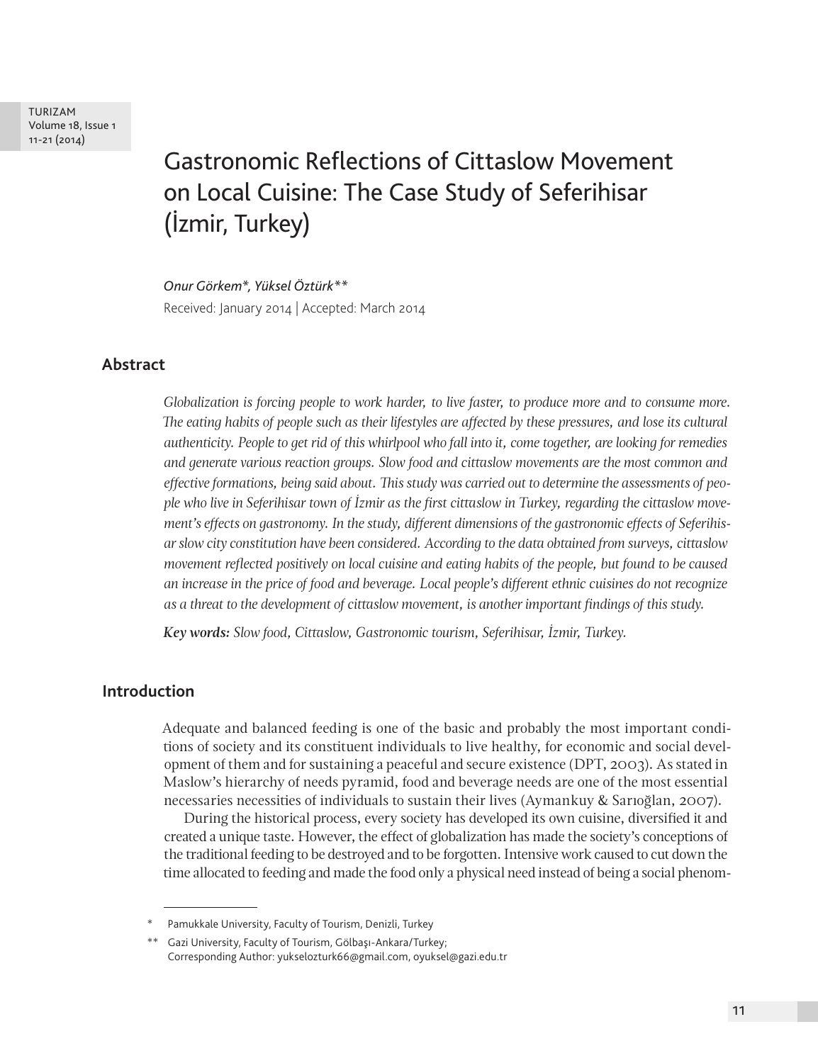# Gastronomic Reflections of Cittaslow Movement on Local Cuisine: The Case Study of Seferihisar (İzmir, Turkey)

*Onur Görkem\*, Yüksel Öztürk\*\**

Received: January 2014 | Accepted: March 2014

## Abstract

*Globalization is forcing people to work harder, to live faster, to produce more and to consume more. The eating habits of people such as their lifestyles are affected by these pressures, and lose its cultural authenticity. People to get rid of this whirlpool who fall into it, come together, are looking for remedies and generate various reaction groups. Slow food and cittaslow movements are the most common and effective formations, being said about. This study was carried out to determine the assessments of people who live in Seferihisar town of İzmir as the first cittaslow in Turkey, regarding the cittaslow movement's effects on gastronomy. In the study, different dimensions of the gastronomic effects of Seferihisar slow city constitution have been considered. According to the data obtained from surveys, cittaslow movement reflected positively on local cuisine and eating habits of the people, but found to be caused an increase in the price of food and beverage. Local people's different ethnic cuisines do not recognize as a threat to the development of cittaslow movement, is another important findings of this study.*

***Key words:*** *Slow food, Cittaslow, Gastronomic tourism, Seferihisar, İzmir, Turkey.*

## Introduction

Adequate and balanced feeding is one of the basic and probably the most important conditions of society and its constituent individuals to live healthy, for economic and social development of them and for sustaining a peaceful and secure existence (DPT, 2003). As stated in Maslow's hierarchy of needs pyramid, food and beverage needs are one of the most essential necessaries necessities of individuals to sustain their lives (Aymankuy & Sarıoğlan, 2007).

During the historical process, every society has developed its own cuisine, diversified it and created a unique taste. However, the effect of globalization has made the society's conceptions of the traditional feeding to be destroyed and to be forgotten. Intensive work caused to cut down the time allocated to feeding and made the food only a physical need instead of being a social phenom-

---

\* Pamukkale University, Faculty of Tourism, Denizli, Turkey

\*\* Gazi University, Faculty of Tourism, Gölbaşı-Ankara/Turkey; Corresponding Author: yukselozturk66@gmail.com, oyuksel@gazi.edu.tr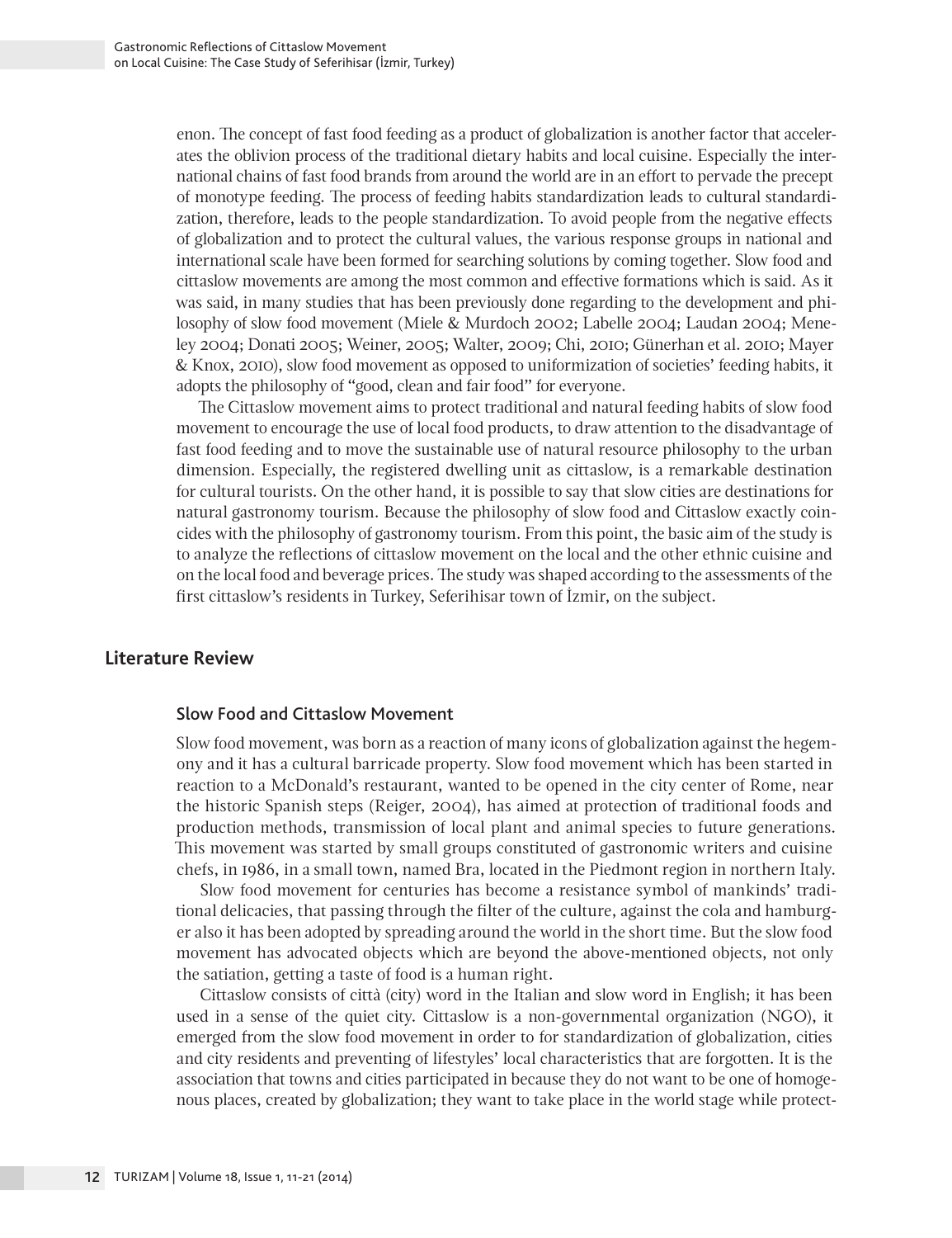enon. The concept of fast food feeding as a product of globalization is another factor that accelerates the oblivion process of the traditional dietary habits and local cuisine. Especially the international chains of fast food brands from around the world are in an effort to pervade the precept of monotype feeding. The process of feeding habits standardization leads to cultural standardization, therefore, leads to the people standardization. To avoid people from the negative effects of globalization and to protect the cultural values, the various response groups in national and international scale have been formed for searching solutions by coming together. Slow food and cittaslow movements are among the most common and effective formations which is said. As it was said, in many studies that has been previously done regarding to the development and philosophy of slow food movement (Miele & Murdoch 2002; Labelle 2004; Laudan 2004; Meneley 2004; Donati 2005; Weiner, 2005; Walter, 2009; Chi, 2010; Günerhan et al. 2010; Mayer & Knox, 2010), slow food movement as opposed to uniformization of societies' feeding habits, it adopts the philosophy of "good, clean and fair food" for everyone.

The Cittaslow movement aims to protect traditional and natural feeding habits of slow food movement to encourage the use of local food products, to draw attention to the disadvantage of fast food feeding and to move the sustainable use of natural resource philosophy to the urban dimension. Especially, the registered dwelling unit as cittaslow, is a remarkable destination for cultural tourists. On the other hand, it is possible to say that slow cities are destinations for natural gastronomy tourism. Because the philosophy of slow food and Cittaslow exactly coincides with the philosophy of gastronomy tourism. From this point, the basic aim of the study is to analyze the reflections of cittaslow movement on the local and the other ethnic cuisine and on the local food and beverage prices. The study was shaped according to the assessments of the first cittaslow's residents in Turkey, Seferihisar town of İzmir, on the subject.

## Literature Review

### Slow Food and Cittaslow Movement

Slow food movement, was born as a reaction of many icons of globalization against the hegemony and it has a cultural barricade property. Slow food movement which has been started in reaction to a McDonald's restaurant, wanted to be opened in the city center of Rome, near the historic Spanish steps (Reiger, 2004), has aimed at protection of traditional foods and production methods, transmission of local plant and animal species to future generations. This movement was started by small groups constituted of gastronomic writers and cuisine chefs, in 1986, in a small town, named Bra, located in the Piedmont region in northern Italy.

Slow food movement for centuries has become a resistance symbol of mankinds' traditional delicacies, that passing through the filter of the culture, against the cola and hamburger also it has been adopted by spreading around the world in the short time. But the slow food movement has advocated objects which are beyond the above-mentioned objects, not only the satiation, getting a taste of food is a human right.

Cittaslow consists of città (city) word in the Italian and slow word in English; it has been used in a sense of the quiet city. Cittaslow is a non-governmental organization (NGO), it emerged from the slow food movement in order to for standardization of globalization, cities and city residents and preventing of lifestyles' local characteristics that are forgotten. It is the association that towns and cities participated in because they do not want to be one of homogenous places, created by globalization; they want to take place in the world stage while protect-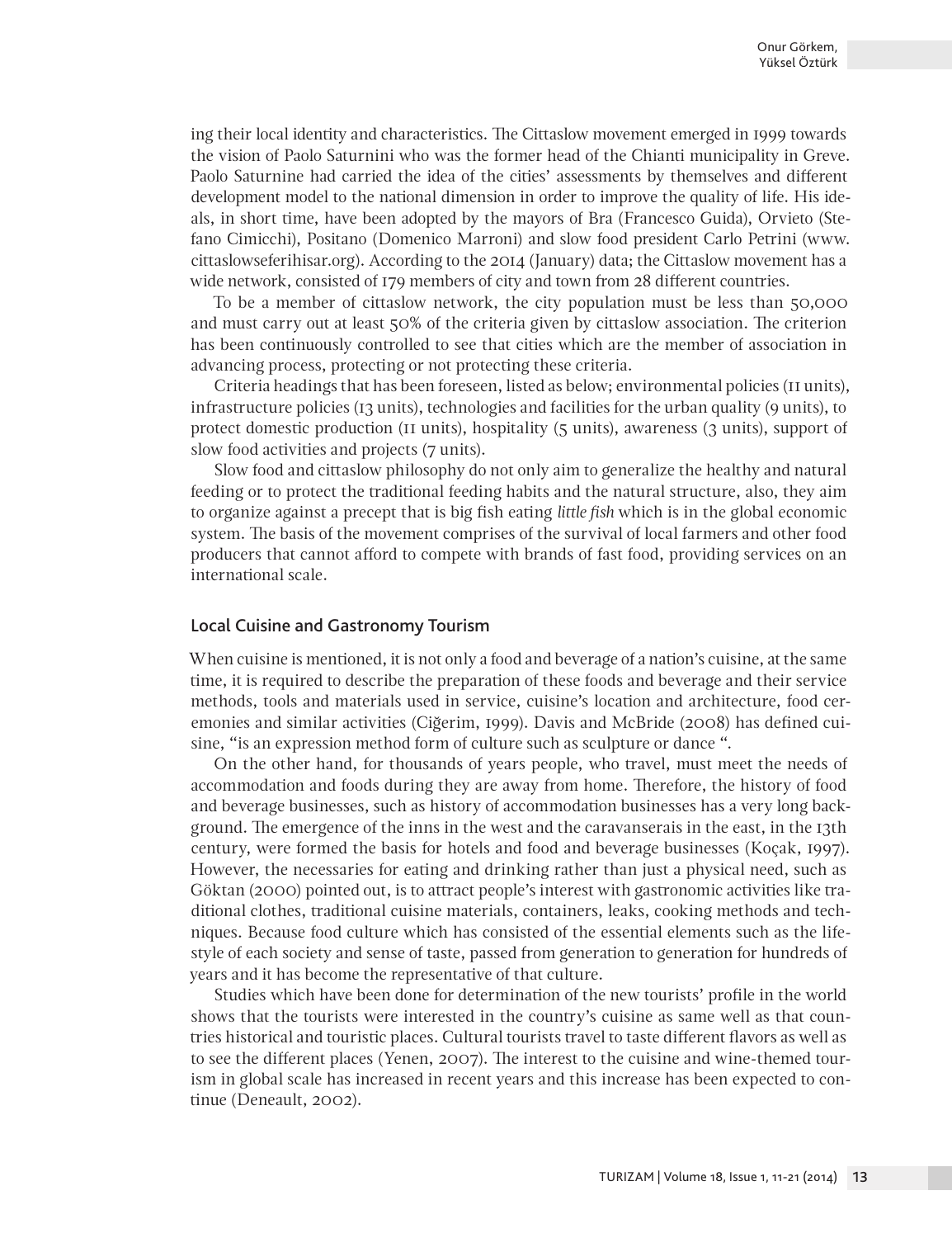ing their local identity and characteristics. The Cittaslow movement emerged in 1999 towards the vision of Paolo Saturnini who was the former head of the Chianti municipality in Greve. Paolo Saturnine had carried the idea of the cities' assessments by themselves and different development model to the national dimension in order to improve the quality of life. His ideals, in short time, have been adopted by the mayors of Bra (Francesco Guida), Orvieto (Stefano Cimicchi), Positano (Domenico Marroni) and slow food president Carlo Petrini (www.cittaslowseferihisar.org). According to the 2014 (January) data; the Cittaslow movement has a wide network, consisted of 179 members of city and town from 28 different countries.

To be a member of cittaslow network, the city population must be less than 50,000 and must carry out at least 50% of the criteria given by cittaslow association. The criterion has been continuously controlled to see that cities which are the member of association in advancing process, protecting or not protecting these criteria.

Criteria headings that has been foreseen, listed as below; environmental policies (11 units), infrastructure policies (13 units), technologies and facilities for the urban quality (9 units), to protect domestic production (11 units), hospitality (5 units), awareness (3 units), support of slow food activities and projects (7 units).

Slow food and cittaslow philosophy do not only aim to generalize the healthy and natural feeding or to protect the traditional feeding habits and the natural structure, also, they aim to organize against a precept that is big fish eating *little fish* which is in the global economic system. The basis of the movement comprises of the survival of local farmers and other food producers that cannot afford to compete with brands of fast food, providing services on an international scale.

## Local Cuisine and Gastronomy Tourism

When cuisine is mentioned, it is not only a food and beverage of a nation's cuisine, at the same time, it is required to describe the preparation of these foods and beverage and their service methods, tools and materials used in service, cuisine's location and architecture, food ceremonies and similar activities (Ciğerim, 1999). Davis and McBride (2008) has defined cuisine, "is an expression method form of culture such as sculpture or dance ".

On the other hand, for thousands of years people, who travel, must meet the needs of accommodation and foods during they are away from home. Therefore, the history of food and beverage businesses, such as history of accommodation businesses has a very long background. The emergence of the inns in the west and the caravanserais in the east, in the 13th century, were formed the basis for hotels and food and beverage businesses (Koçak, 1997). However, the necessaries for eating and drinking rather than just a physical need, such as Göktan (2000) pointed out, is to attract people's interest with gastronomic activities like traditional clothes, traditional cuisine materials, containers, leaks, cooking methods and techniques. Because food culture which has consisted of the essential elements such as the lifestyle of each society and sense of taste, passed from generation to generation for hundreds of years and it has become the representative of that culture.

Studies which have been done for determination of the new tourists' profile in the world shows that the tourists were interested in the country's cuisine as same well as that countries historical and touristic places. Cultural tourists travel to taste different flavors as well as to see the different places (Yenen, 2007). The interest to the cuisine and wine-themed tourism in global scale has increased in recent years and this increase has been expected to continue (Deneault, 2002).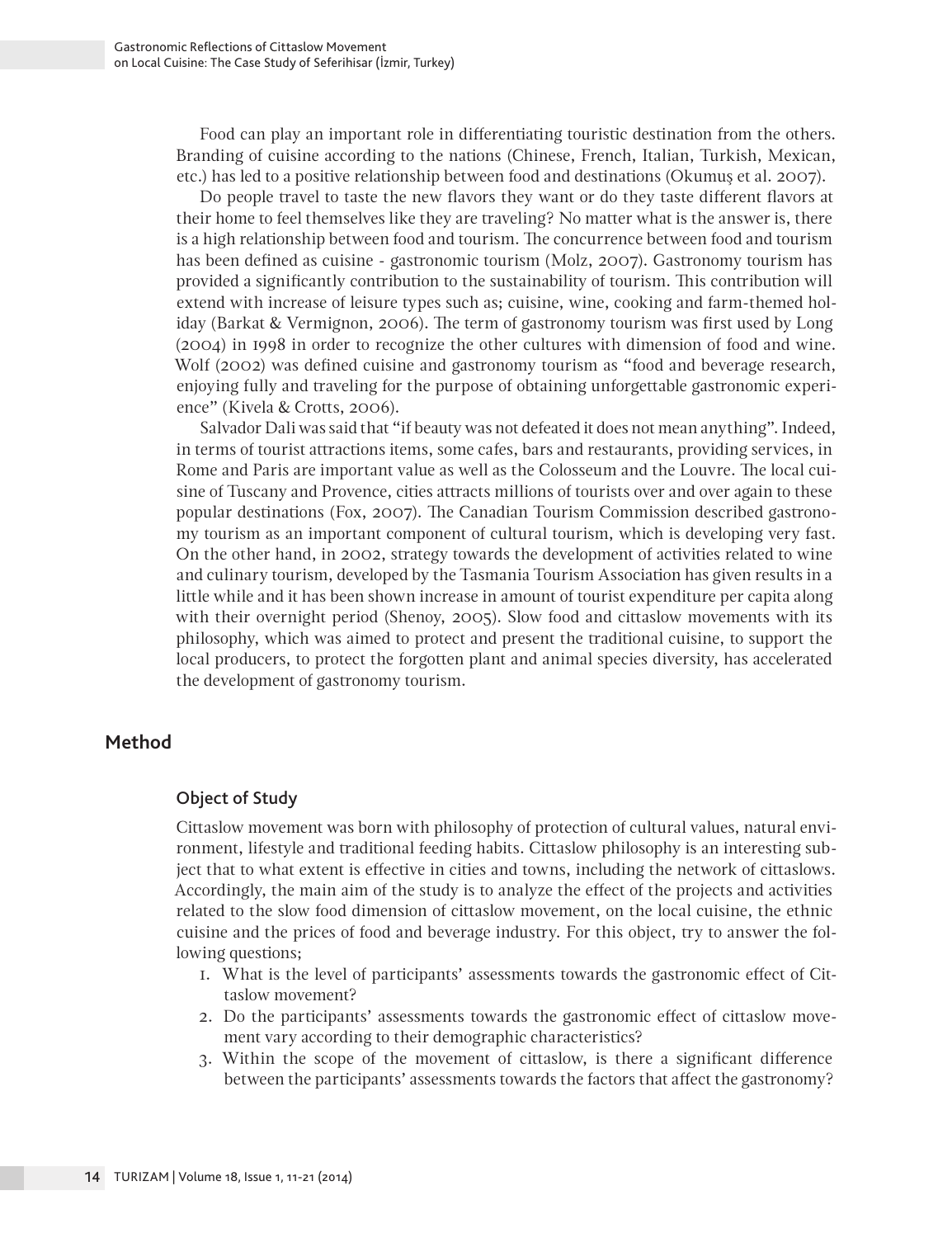Food can play an important role in differentiating touristic destination from the others. Branding of cuisine according to the nations (Chinese, French, Italian, Turkish, Mexican, etc.) has led to a positive relationship between food and destinations (Okumuş et al. 2007).

Do people travel to taste the new flavors they want or do they taste different flavors at their home to feel themselves like they are traveling? No matter what is the answer is, there is a high relationship between food and tourism. The concurrence between food and tourism has been defined as cuisine - gastronomic tourism (Molz, 2007). Gastronomy tourism has provided a significantly contribution to the sustainability of tourism. This contribution will extend with increase of leisure types such as; cuisine, wine, cooking and farm-themed holiday (Barkat & Vermignon, 2006). The term of gastronomy tourism was first used by Long (2004) in 1998 in order to recognize the other cultures with dimension of food and wine. Wolf (2002) was defined cuisine and gastronomy tourism as "food and beverage research, enjoying fully and traveling for the purpose of obtaining unforgettable gastronomic experience" (Kivela & Crotts, 2006).

Salvador Dali was said that "if beauty was not defeated it does not mean anything". Indeed, in terms of tourist attractions items, some cafes, bars and restaurants, providing services, in Rome and Paris are important value as well as the Colosseum and the Louvre. The local cuisine of Tuscany and Provence, cities attracts millions of tourists over and over again to these popular destinations (Fox, 2007). The Canadian Tourism Commission described gastronomy tourism as an important component of cultural tourism, which is developing very fast. On the other hand, in 2002, strategy towards the development of activities related to wine and culinary tourism, developed by the Tasmania Tourism Association has given results in a little while and it has been shown increase in amount of tourist expenditure per capita along with their overnight period (Shenoy, 2005). Slow food and cittaslow movements with its philosophy, which was aimed to protect and present the traditional cuisine, to support the local producers, to protect the forgotten plant and animal species diversity, has accelerated the development of gastronomy tourism.

## Method

### Object of Study

Cittaslow movement was born with philosophy of protection of cultural values, natural environment, lifestyle and traditional feeding habits. Cittaslow philosophy is an interesting subject that to what extent is effective in cities and towns, including the network of cittaslows. Accordingly, the main aim of the study is to analyze the effect of the projects and activities related to the slow food dimension of cittaslow movement, on the local cuisine, the ethnic cuisine and the prices of food and beverage industry. For this object, try to answer the following questions;

1. What is the level of participants' assessments towards the gastronomic effect of Cittaslow movement?
2. Do the participants' assessments towards the gastronomic effect of cittaslow movement vary according to their demographic characteristics?
3. Within the scope of the movement of cittaslow, is there a significant difference between the participants' assessments towards the factors that affect the gastronomy?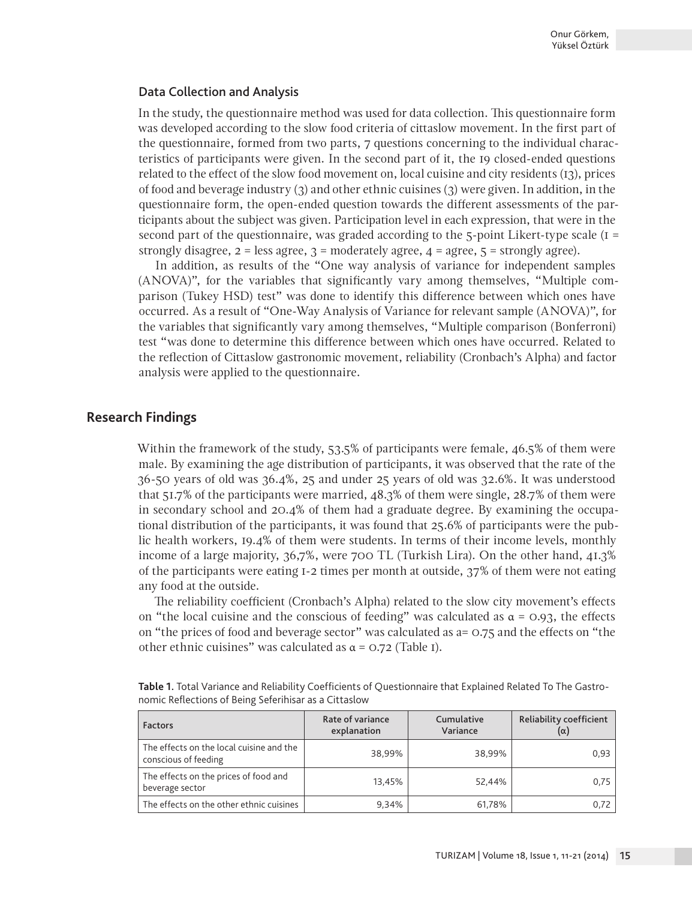### Data Collection and Analysis

In the study, the questionnaire method was used for data collection. This questionnaire form was developed according to the slow food criteria of cittaslow movement. In the first part of the questionnaire, formed from two parts, 7 questions concerning to the individual characteristics of participants were given. In the second part of it, the 19 closed-ended questions related to the effect of the slow food movement on, local cuisine and city residents (13), prices of food and beverage industry (3) and other ethnic cuisines (3) were given. In addition, in the questionnaire form, the open-ended question towards the different assessments of the participants about the subject was given. Participation level in each expression, that were in the second part of the questionnaire, was graded according to the 5-point Likert-type scale (1 = strongly disagree, 2 = less agree, 3 = moderately agree, 4 = agree, 5 = strongly agree).

In addition, as results of the "One way analysis of variance for independent samples (ANOVA)", for the variables that significantly vary among themselves, "Multiple comparison (Tukey HSD) test" was done to identify this difference between which ones have occurred. As a result of "One-Way Analysis of Variance for relevant sample (ANOVA)", for the variables that significantly vary among themselves, "Multiple comparison (Bonferroni) test "was done to determine this difference between which ones have occurred. Related to the reflection of Cittaslow gastronomic movement, reliability (Cronbach's Alpha) and factor analysis were applied to the questionnaire.

## Research Findings

Within the framework of the study, 53.5% of participants were female, 46.5% of them were male. By examining the age distribution of participants, it was observed that the rate of the 36-50 years of old was 36.4%, 25 and under 25 years of old was 32.6%. It was understood that 51.7% of the participants were married, 48.3% of them were single, 28.7% of them were in secondary school and 20.4% of them had a graduate degree. By examining the occupational distribution of the participants, it was found that 25.6% of participants were the public health workers, 19.4% of them were students. In terms of their income levels, monthly income of a large majority, 36,7%, were 700 TL (Turkish Lira). On the other hand, 41.3% of the participants were eating 1-2 times per month at outside, 37% of them were not eating any food at the outside.

The reliability coefficient (Cronbach's Alpha) related to the slow city movement's effects on "the local cuisine and the conscious of feeding" was calculated as $\alpha = 0.93$, the effects on "the prices of food and beverage sector" was calculated as a= 0.75 and the effects on "the other ethnic cuisines" was calculated as $\alpha = 0.72$ (Table 1).

**Table 1.** Total Variance and Reliability Coefficients of Questionnaire that Explained Related To The Gastronomic Reflections of Being Seferihisar as a Cittaslow

| Factors | Rate of variance explanation | Cumulative Variance | Reliability coefficient (α) |
|---|---|---|---|
| The effects on the local cuisine and the conscious of feeding | 38,99% | 38,99% | 0,93 |
| The effects on the prices of food and beverage sector | 13,45% | 52,44% | 0,75 |
| The effects on the other ethnic cuisines | 9,34% | 61,78% | 0,72 |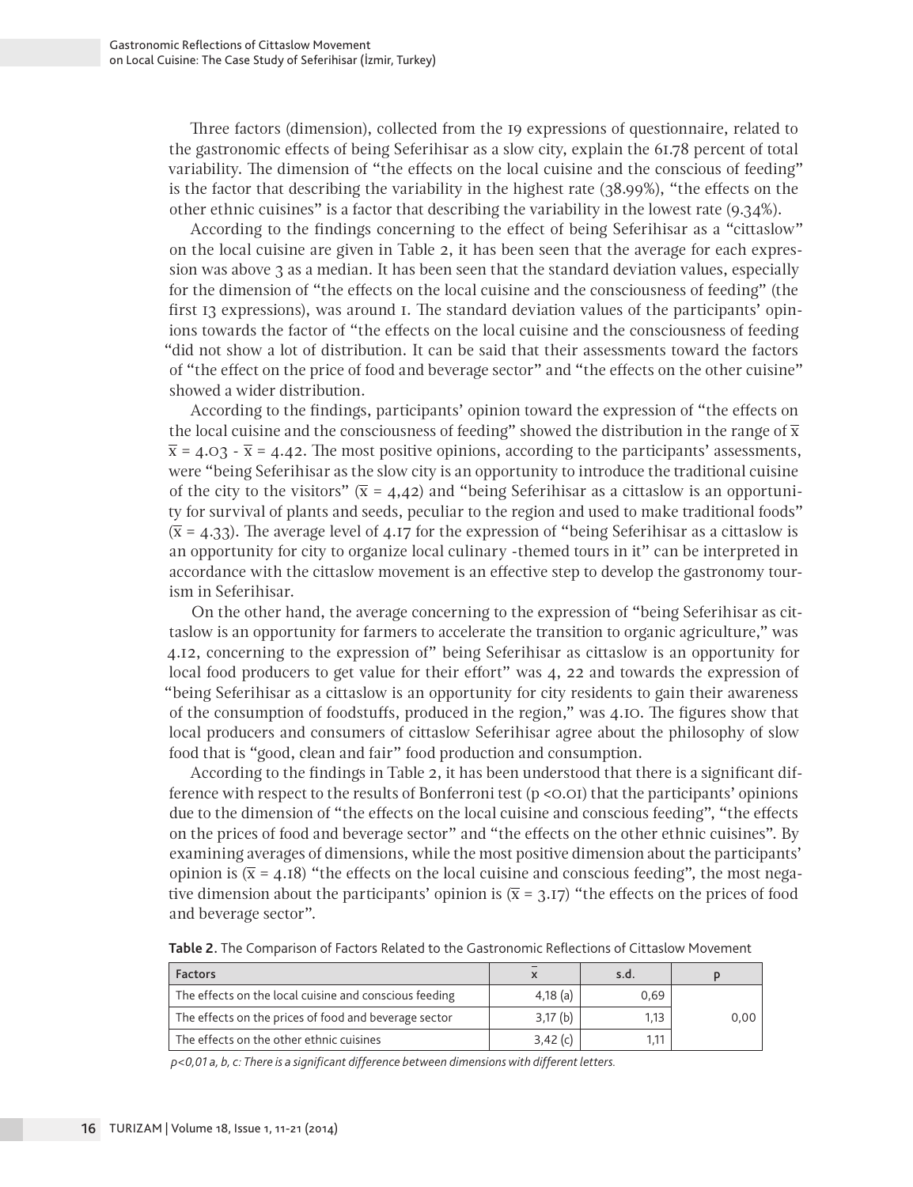Three factors (dimension), collected from the 19 expressions of questionnaire, related to the gastronomic effects of being Seferihisar as a slow city, explain the 61.78 percent of total variability. The dimension of "the effects on the local cuisine and the conscious of feeding" is the factor that describing the variability in the highest rate (38.99%), "the effects on the other ethnic cuisines" is a factor that describing the variability in the lowest rate (9.34%).

According to the findings concerning to the effect of being Seferihisar as a "cittaslow" on the local cuisine are given in Table 2, it has been seen that the average for each expression was above 3 as a median. It has been seen that the standard deviation values, especially for the dimension of "the effects on the local cuisine and the consciousness of feeding" (the first 13 expressions), was around 1. The standard deviation values of the participants' opinions towards the factor of "the effects on the local cuisine and the consciousness of feeding "did not show a lot of distribution. It can be said that their assessments toward the factors of "the effect on the price of food and beverage sector" and "the effects on the other cuisine" showed a wider distribution.

According to the findings, participants' opinion toward the expression of "the effects on the local cuisine and the consciousness of feeding" showed the distribution in the range of $\overline{x}$ $\overline{x}$ = 4.03 - $\overline{x}$ = 4.42. The most positive opinions, according to the participants' assessments, were "being Seferihisar as the slow city is an opportunity to introduce the traditional cuisine of the city to the visitors" ($\overline{x}$ = 4,42) and "being Seferihisar as a cittaslow is an opportunity for survival of plants and seeds, peculiar to the region and used to make traditional foods" ($\overline{x}$ = 4.33). The average level of 4.17 for the expression of "being Seferihisar as a cittaslow is an opportunity for city to organize local culinary -themed tours in it" can be interpreted in accordance with the cittaslow movement is an effective step to develop the gastronomy tourism in Seferihisar.

On the other hand, the average concerning to the expression of "being Seferihisar as cittaslow is an opportunity for farmers to accelerate the transition to organic agriculture," was 4.12, concerning to the expression of" being Seferihisar as cittaslow is an opportunity for local food producers to get value for their effort" was 4, 22 and towards the expression of "being Seferihisar as a cittaslow is an opportunity for city residents to gain their awareness of the consumption of foodstuffs, produced in the region," was 4.10. The figures show that local producers and consumers of cittaslow Seferihisar agree about the philosophy of slow food that is "good, clean and fair" food production and consumption.

According to the findings in Table 2, it has been understood that there is a significant difference with respect to the results of Bonferroni test ($p$ <0.01) that the participants' opinions due to the dimension of "the effects on the local cuisine and conscious feeding", "the effects on the prices of food and beverage sector" and "the effects on the other ethnic cuisines". By examining averages of dimensions, while the most positive dimension about the participants' opinion is ($\overline{x}$ = 4.18) "the effects on the local cuisine and conscious feeding", the most negative dimension about the participants' opinion is ($\overline{x}$ = 3.17) "the effects on the prices of food and beverage sector".

**Table 2.** The Comparison of Factors Related to the Gastronomic Reflections of Cittaslow Movement

| Factors | $\overline{x}$ | s.d. | p |
|---|---|---|---|
| The effects on the local cuisine and conscious feeding | 4,18 (a) | 0,69 | |
| The effects on the prices of food and beverage sector | 3,17 (b) | 1,13 | 0,00 |
| The effects on the other ethnic cuisines | 3,42 (c) | 1,11 | |

*p<0,01 a, b, c: There is a significant difference between dimensions with different letters.*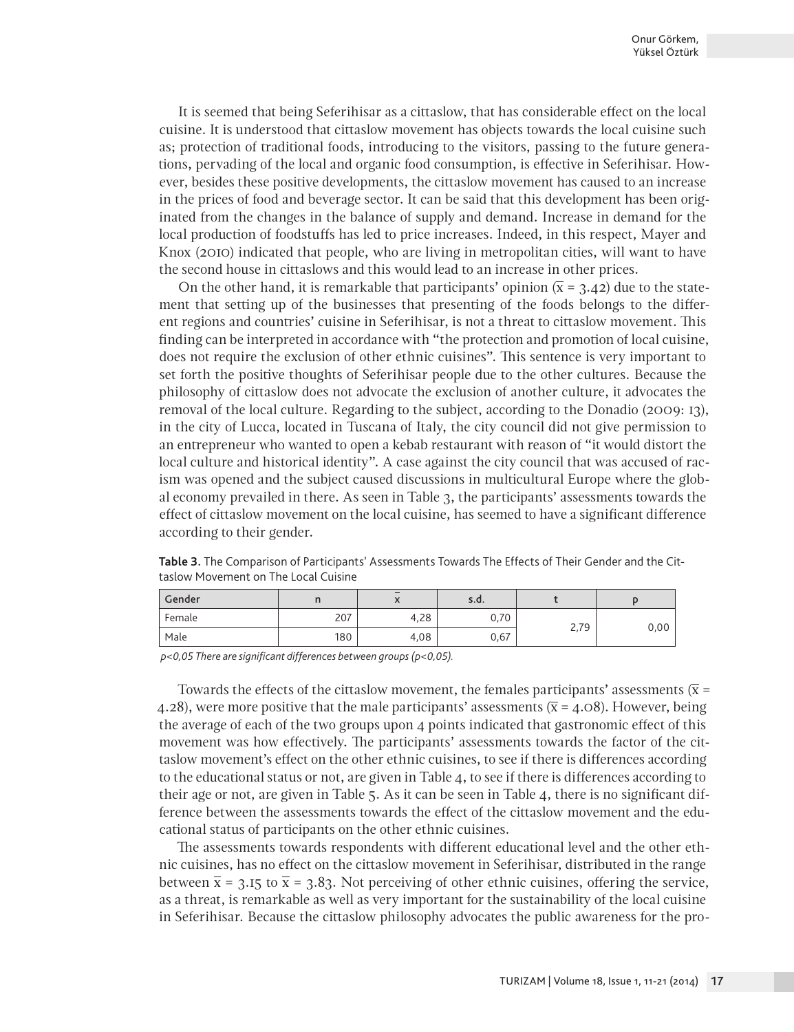It is seemed that being Seferihisar as a cittaslow, that has considerable effect on the local cuisine. It is understood that cittaslow movement has objects towards the local cuisine such as; protection of traditional foods, introducing to the visitors, passing to the future generations, pervading of the local and organic food consumption, is effective in Seferihisar. However, besides these positive developments, the cittaslow movement has caused to an increase in the prices of food and beverage sector. It can be said that this development has been originated from the changes in the balance of supply and demand. Increase in demand for the local production of foodstuffs has led to price increases. Indeed, in this respect, Mayer and Knox (2010) indicated that people, who are living in metropolitan cities, will want to have the second house in cittaslows and this would lead to an increase in other prices.

On the other hand, it is remarkable that participants' opinion ($\bar{x}$ = 3.42) due to the statement that setting up of the businesses that presenting of the foods belongs to the different regions and countries' cuisine in Seferihisar, is not a threat to cittaslow movement. This finding can be interpreted in accordance with "the protection and promotion of local cuisine, does not require the exclusion of other ethnic cuisines". This sentence is very important to set forth the positive thoughts of Seferihisar people due to the other cultures. Because the philosophy of cittaslow does not advocate the exclusion of another culture, it advocates the removal of the local culture. Regarding to the subject, according to the Donadio (2009: 13), in the city of Lucca, located in Tuscana of Italy, the city council did not give permission to an entrepreneur who wanted to open a kebab restaurant with reason of "it would distort the local culture and historical identity". A case against the city council that was accused of racism was opened and the subject caused discussions in multicultural Europe where the global economy prevailed in there. As seen in Table 3, the participants' assessments towards the effect of cittaslow movement on the local cuisine, has seemed to have a significant difference according to their gender.

**Table 3**. The Comparison of Participants' Assessments Towards The Effects of Their Gender and the Cittaslow Movement on The Local Cuisine

| Gender | n | $\bar{x}$ | s.d. | t | p |
|---|---|---|---|---|---|
| Female | 207 | 4,28 | 0,70 | 2,79 | 0,00 |
| Male | 180 | 4,08 | 0,67 | | |

*p<0,05 There are significant differences between groups (p<0,05).*

Towards the effects of the cittaslow movement, the females participants' assessments ($\bar{x}$ = 4.28), were more positive that the male participants' assessments ($\bar{x}$ = 4.08). However, being the average of each of the two groups upon 4 points indicated that gastronomic effect of this movement was how effectively. The participants' assessments towards the factor of the cittaslow movement's effect on the other ethnic cuisines, to see if there is differences according to the educational status or not, are given in Table 4, to see if there is differences according to their age or not, are given in Table 5. As it can be seen in Table 4, there is no significant difference between the assessments towards the effect of the cittaslow movement and the educational status of participants on the other ethnic cuisines.

The assessments towards respondents with different educational level and the other ethnic cuisines, has no effect on the cittaslow movement in Seferihisar, distributed in the range between $\bar{x}$ = 3.15 to $\bar{x}$ = 3.83. Not perceiving of other ethnic cuisines, offering the service, as a threat, is remarkable as well as very important for the sustainability of the local cuisine in Seferihisar. Because the cittaslow philosophy advocates the public awareness for the pro-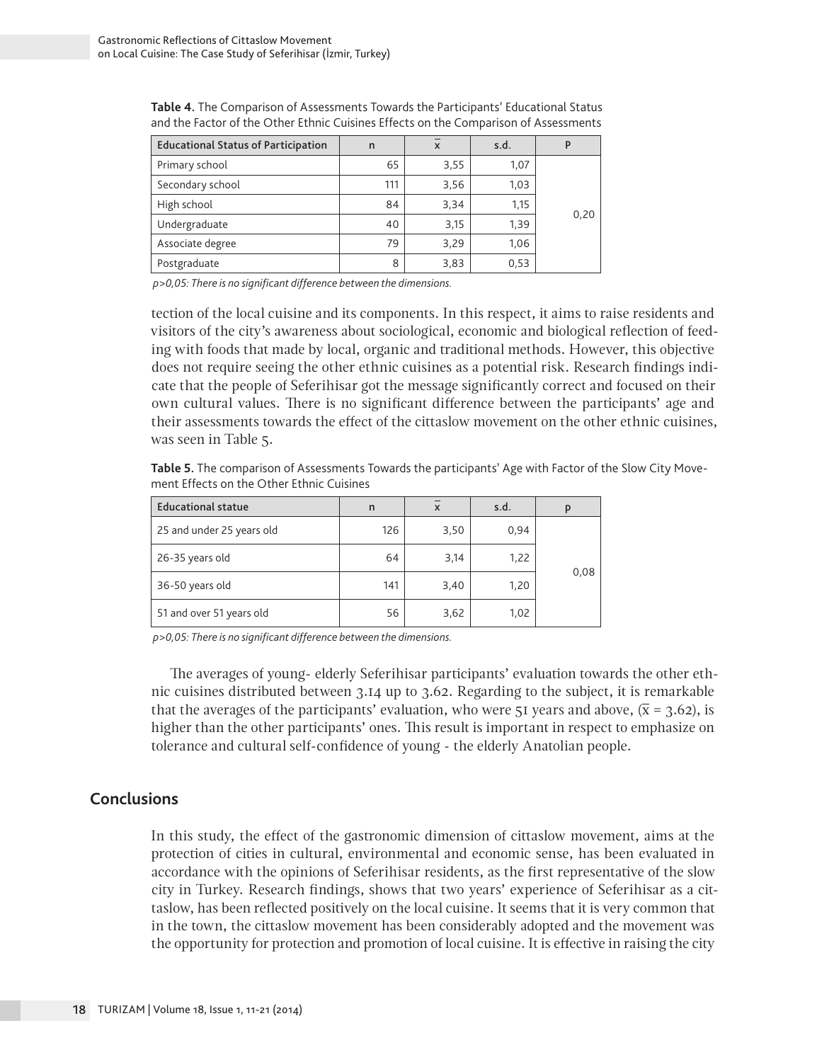**Table 4.** The Comparison of Assessments Towards the Participants' Educational Status and the Factor of the Other Ethnic Cuisines Effects on the Comparison of Assessments

| Educational Status of Participation | n | $\bar{x}$ | s.d. | P |
|---|---|---|---|---|
| Primary school | 65 | 3,55 | 1,07 | 0,20 |
| Secondary school | 111 | 3,56 | 1,03 | |
| High school | 84 | 3,34 | 1,15 | |
| Undergraduate | 40 | 3,15 | 1,39 | |
| Associate degree | 79 | 3,29 | 1,06 | |
| Postgraduate | 8 | 3,83 | 0,53 | |

*p>0,05: There is no significant difference between the dimensions.*

tection of the local cuisine and its components. In this respect, it aims to raise residents and visitors of the city's awareness about sociological, economic and biological reflection of feeding with foods that made by local, organic and traditional methods. However, this objective does not require seeing the other ethnic cuisines as a potential risk. Research findings indicate that the people of Seferihisar got the message significantly correct and focused on their own cultural values. There is no significant difference between the participants' age and their assessments towards the effect of the cittaslow movement on the other ethnic cuisines, was seen in Table 5.

**Table 5.** The comparison of Assessments Towards the participants' Age with Factor of the Slow City Movement Effects on the Other Ethnic Cuisines

| Educational statue | n | $\bar{x}$ | s.d. | p |
|---|---|---|---|---|
| 25 and under 25 years old | 126 | 3,50 | 0,94 | 0,08 |
| 26-35 years old | 64 | 3,14 | 1,22 | |
| 36-50 years old | 141 | 3,40 | 1,20 | |
| 51 and over 51 years old | 56 | 3,62 | 1,02 | |

*p>0,05: There is no significant difference between the dimensions.*

The averages of young- elderly Seferihisar participants' evaluation towards the other ethnic cuisines distributed between 3.14 up to 3.62. Regarding to the subject, it is remarkable that the averages of the participants' evaluation, who were 51 years and above, ($\bar{x}$ = 3.62), is higher than the other participants' ones. This result is important in respect to emphasize on tolerance and cultural self-confidence of young - the elderly Anatolian people.

## Conclusions

In this study, the effect of the gastronomic dimension of cittaslow movement, aims at the protection of cities in cultural, environmental and economic sense, has been evaluated in accordance with the opinions of Seferihisar residents, as the first representative of the slow city in Turkey. Research findings, shows that two years' experience of Seferihisar as a cittaslow, has been reflected positively on the local cuisine. It seems that it is very common that in the town, the cittaslow movement has been considerably adopted and the movement was the opportunity for protection and promotion of local cuisine. It is effective in raising the city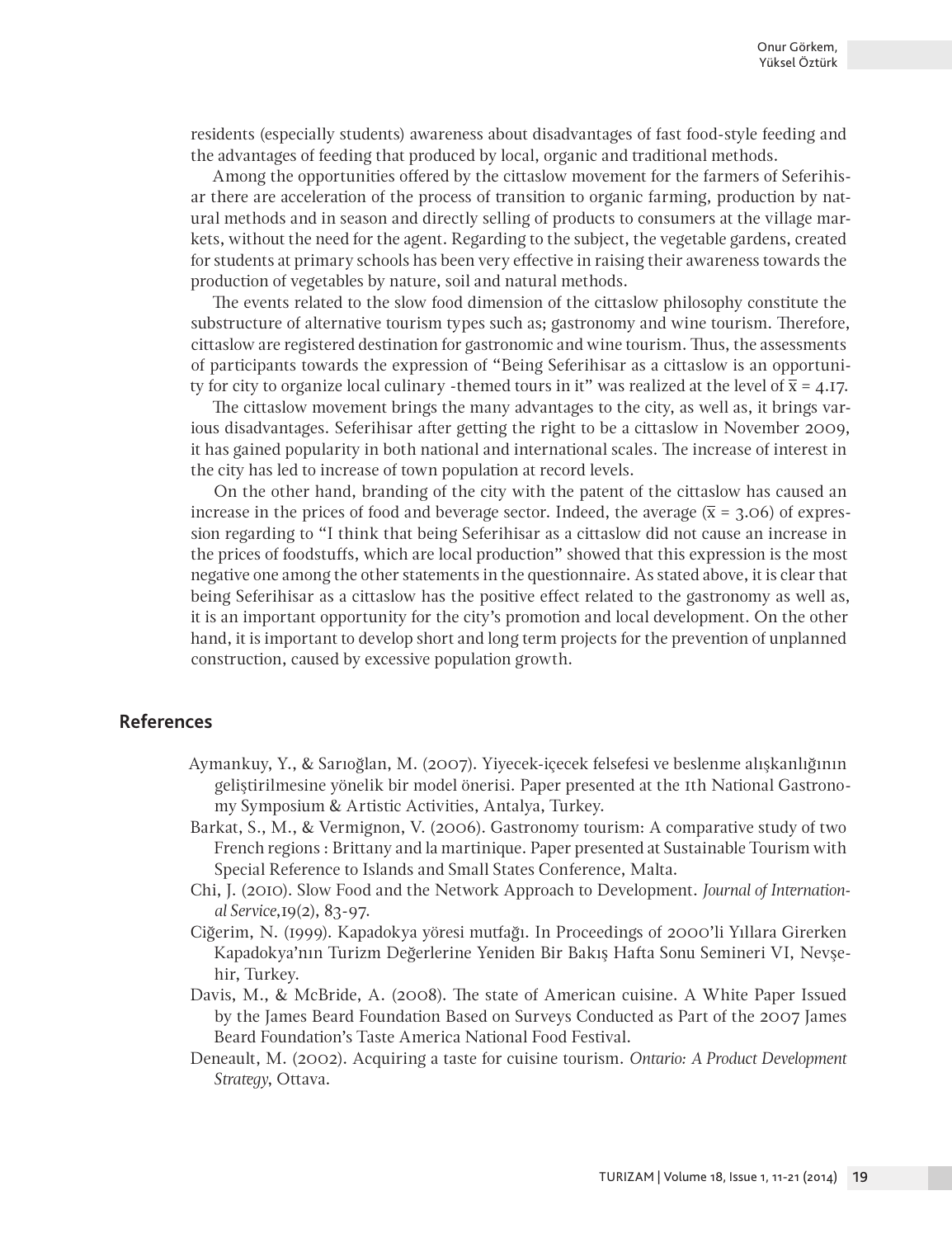residents (especially students) awareness about disadvantages of fast food-style feeding and the advantages of feeding that produced by local, organic and traditional methods.

Among the opportunities offered by the cittaslow movement for the farmers of Seferihisar there are acceleration of the process of transition to organic farming, production by natural methods and in season and directly selling of products to consumers at the village markets, without the need for the agent. Regarding to the subject, the vegetable gardens, created for students at primary schools has been very effective in raising their awareness towards the production of vegetables by nature, soil and natural methods.

The events related to the slow food dimension of the cittaslow philosophy constitute the substructure of alternative tourism types such as; gastronomy and wine tourism. Therefore, cittaslow are registered destination for gastronomic and wine tourism. Thus, the assessments of participants towards the expression of "Being Seferihisar as a cittaslow is an opportunity for city to organize local culinary -themed tours in it" was realized at the level of $\overline{x} = 4.17$.

The cittaslow movement brings the many advantages to the city, as well as, it brings various disadvantages. Seferihisar after getting the right to be a cittaslow in November 2009, it has gained popularity in both national and international scales. The increase of interest in the city has led to increase of town population at record levels.

On the other hand, branding of the city with the patent of the cittaslow has caused an increase in the prices of food and beverage sector. Indeed, the average ($\overline{x} = 3.06$) of expression regarding to "I think that being Seferihisar as a cittaslow did not cause an increase in the prices of foodstuffs, which are local production" showed that this expression is the most negative one among the other statements in the questionnaire. As stated above, it is clear that being Seferihisar as a cittaslow has the positive effect related to the gastronomy as well as, it is an important opportunity for the city's promotion and local development. On the other hand, it is important to develop short and long term projects for the prevention of unplanned construction, caused by excessive population growth.

## References

Aymankuy, Y., & Sarıoğlan, M. (2007). Yiyecek-içecek felsefesi ve beslenme alışkanlığının geliştirilmesine yönelik bir model önerisi. Paper presented at the 1th National Gastronomy Symposium & Artistic Activities, Antalya, Turkey.

Barkat, S., M., & Vermignon, V. (2006). Gastronomy tourism: A comparative study of two French regions : Brittany and la martinique. Paper presented at Sustainable Tourism with Special Reference to Islands and Small States Conference, Malta.

Chi, J. (2010). Slow Food and the Network Approach to Development. *Journal of International Service*,19(2), 83-97.

Ciğerim, N. (1999). Kapadokya yöresi mutfağı. In Proceedings of 2000'li Yıllara Girerken Kapadokya'nın Turizm Değerlerine Yeniden Bir Bakış Hafta Sonu Semineri VI, Nevşehir, Turkey.

Davis, M., & McBride, A. (2008). The state of American cuisine. A White Paper Issued by the James Beard Foundation Based on Surveys Conducted as Part of the 2007 James Beard Foundation's Taste America National Food Festival.

Deneault, M. (2002). Acquiring a taste for cuisine tourism. *Ontario: A Product Development Strategy*, Ottava.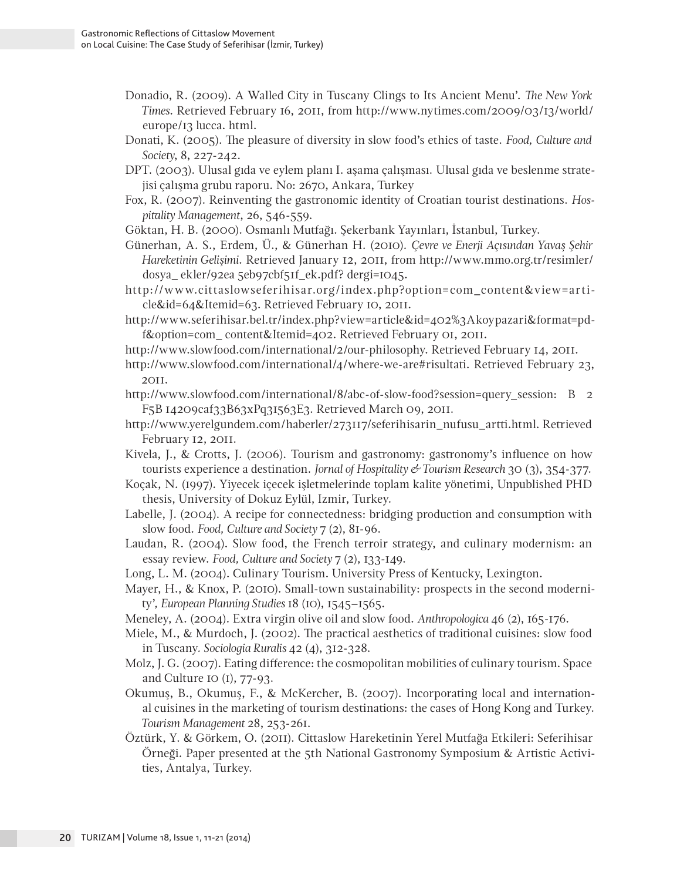Donadio, R. (2009). A Walled City in Tuscany Clings to Its Ancient Menu'. *The New York Times*. Retrieved February 16, 2011, from http://www.nytimes.com/2009/03/13/world/europe/13 lucca. html.

Donati, K. (2005). The pleasure of diversity in slow food's ethics of taste. *Food, Culture and Society*, 8, 227-242.

DPT. (2003). Ulusal gıda ve eylem planı I. aşama çalışması. Ulusal gıda ve beslenme stratejisi çalışma grubu raporu. No: 2670, Ankara, Turkey

Fox, R. (2007). Reinventing the gastronomic identity of Croatian tourist destinations. *Hospitality Management*, 26, 546-559.

Göktan, H. B. (2000). Osmanlı Mutfağı. Şekerbank Yayınları, İstanbul, Turkey.

Günerhan, A. S., Erdem, Ü., & Günerhan H. (2010). *Çevre ve Enerji Açısından Yavaş Şehir Hareketinin Gelişimi*. Retrieved January 12, 2011, from http://www.mmo.org.tr/resimler/dosya_ ekler/92ea 5eb97cbf51f_ek.pdf? dergi=1045.

http://www.cittaslowseferihisar.org/index.php?option=com_content&view=article&id=64&Itemid=63. Retrieved February 10, 2011.

http://www.seferihisar.bel.tr/index.php?view=article&id=402%3Akoypazari&format=pdf&option=com_ content&Itemid=402. Retrieved February 01, 2011.

http://www.slowfood.com/international/2/our-philosophy. Retrieved February 14, 2011.

http://www.slowfood.com/international/4/where-we-are#risultati. Retrieved February 23, 2011.

http://www.slowfood.com/international/8/abc-of-slow-food?session=query_session: B 2 F5B 14209caf33B63xPq31563E3. Retrieved March 09, 2011.

http://www.yerelgundem.com/haberler/273117/seferihisarin_nufusu_artti.html. Retrieved February 12, 2011.

Kivela, J., & Crotts, J. (2006). Tourism and gastronomy: gastronomy's influence on how tourists experience a destination. *Jornal of Hospitality & Tourism Research* 30 (3), 354-377.

Koçak, N. (1997). Yiyecek içecek işletmelerinde toplam kalite yönetimi, Unpublished PHD thesis, University of Dokuz Eylül, Izmir, Turkey.

Labelle, J. (2004). A recipe for connectedness: bridging production and consumption with slow food. *Food, Culture and Society* 7 (2), 81-96.

Laudan, R. (2004). Slow food, the French terroir strategy, and culinary modernism: an essay review. *Food, Culture and Society* 7 (2), 133-149.

Long, L. M. (2004). Culinary Tourism. University Press of Kentucky, Lexington.

Mayer, H., & Knox, P. (2010). Small-town sustainability: prospects in the second modernity', *European Planning Studies* 18 (10), 1545–1565.

Meneley, A. (2004). Extra virgin olive oil and slow food. *Anthropologica* 46 (2), 165-176.

Miele, M., & Murdoch, J. (2002). The practical aesthetics of traditional cuisines: slow food in Tuscany. *Sociologia Ruralis* 42 (4), 312-328.

Molz, J. G. (2007). Eating difference: the cosmopolitan mobilities of culinary tourism. Space and Culture 10 (1), 77-93.

Okumuş, B., Okumuş, F., & McKercher, B. (2007). Incorporating local and international cuisines in the marketing of tourism destinations: the cases of Hong Kong and Turkey. *Tourism Management* 28, 253-261.

Öztürk, Y. & Görkem, O. (2011). Cittaslow Hareketinin Yerel Mutfağa Etkileri: Seferihisar Örneği. Paper presented at the 5th National Gastronomy Symposium & Artistic Activities, Antalya, Turkey.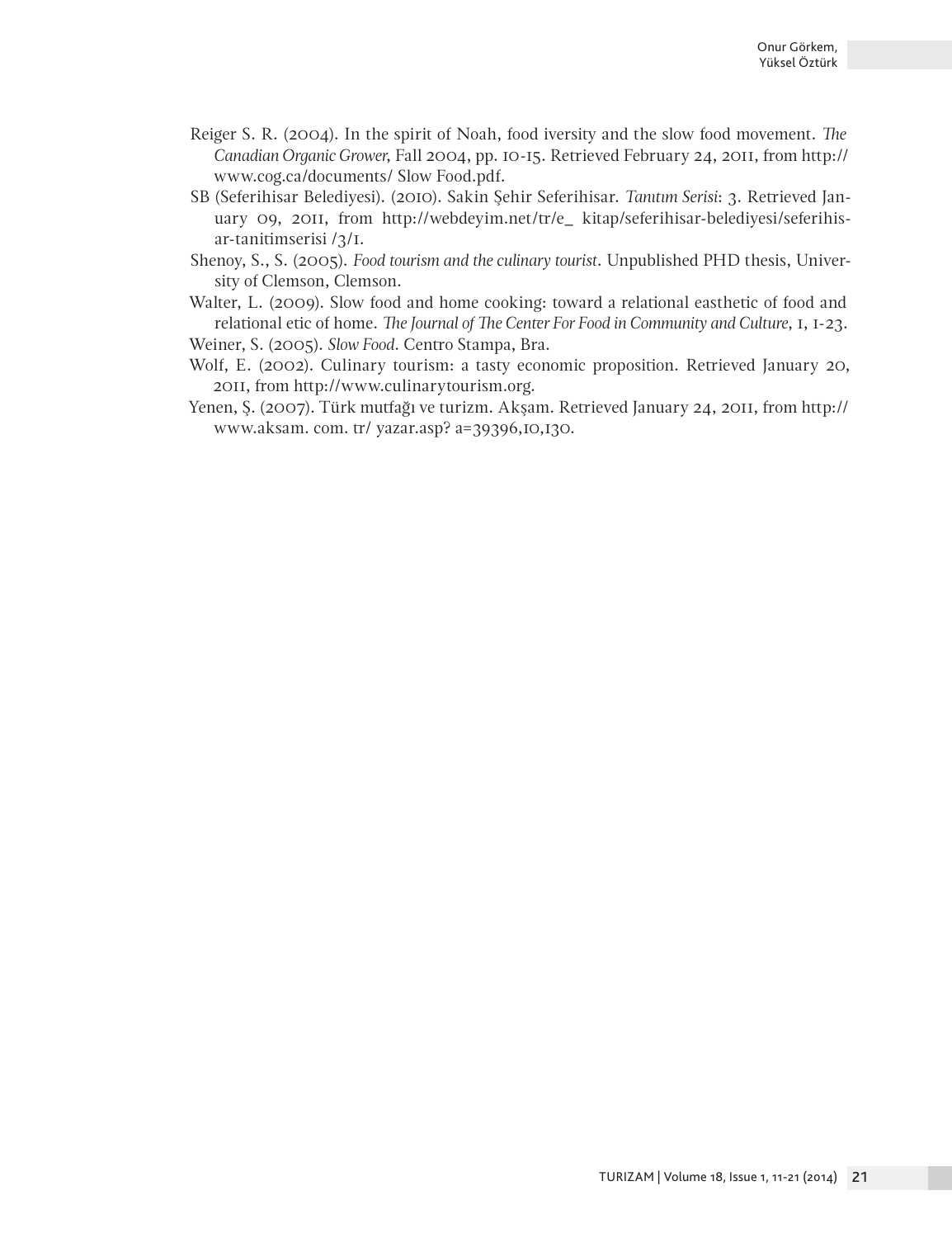Reiger S. R. (2004). In the spirit of Noah, food iversity and the slow food movement. *The Canadian Organic Grower,* Fall 2004, pp. 10-15. Retrieved February 24, 2011, from http:// www.cog.ca/documents/ Slow Food.pdf.

SB (Seferihisar Belediyesi). (2010). Sakin Şehir Seferihisar. *Tanıtım Serisi*: 3. Retrieved January 09, 2011, from http://webdeyim.net/tr/e_ kitap/seferihisar-belediyesi/seferihisar-tanitimserisi /3/1.

Shenoy, S., S. (2005). *Food tourism and the culinary tourist*. Unpublished PHD thesis, University of Clemson, Clemson.

Walter, L. (2009). Slow food and home cooking: toward a relational easthetic of food and relational etic of home. *The Journal of The Center For Food in Community and Culture*, 1, 1-23.

Weiner, S. (2005). *Slow Food*. Centro Stampa, Bra.

Wolf, E. (2002). Culinary tourism: a tasty economic proposition. Retrieved January 20, 2011, from http://www.culinarytourism.org.

Yenen, Ş. (2007). Türk mutfağı ve turizm. Akşam. Retrieved January 24, 2011, from http:// www.aksam. com. tr/ yazar.asp? a=39396,10,130.